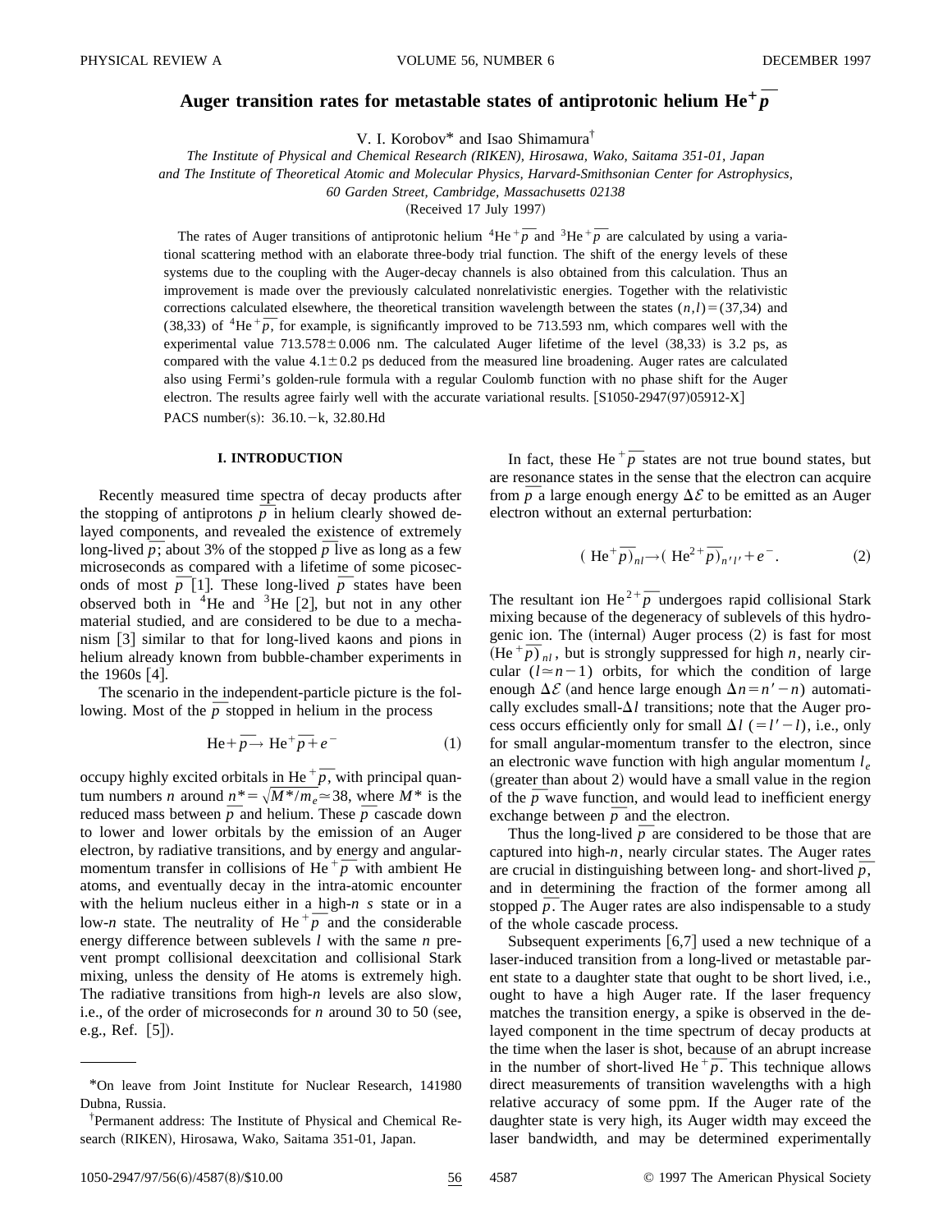# Auger transition rates for metastable states of antiprotonic helium $He^+\bar{p}$

V. I. Korobov* and Isao Shimamura†

*The Institute of Physical and Chemical Research (RIKEN), Hirosawa, Wako, Saitama 351-01, Japan*
*and The Institute of Theoretical Atomic and Molecular Physics, Harvard-Smithsonian Center for Astrophysics, 60 Garden Street, Cambridge, Massachusetts 02138*

(Received 17 July 1997)

The rates of Auger transitions of antiprotonic helium $^4He^+\bar{p}$ and $^3He^+\bar{p}$ are calculated by using a variational scattering method with an elaborate three-body trial function. The shift of the energy levels of these systems due to the coupling with the Auger-decay channels is also obtained from this calculation. Thus an improvement is made over the previously calculated nonrelativistic energies. Together with the relativistic corrections calculated elsewhere, the theoretical transition wavelength between the states $(n,l)=(37,34)$ and $(38,33)$ of $^4He^+\bar{p}$, for example, is significantly improved to be 713.593 nm, which compares well with the experimental value $713.578\pm0.006$ nm. The calculated Auger lifetime of the level $(38,33)$ is 3.2 ps, as compared with the value $4.1\pm0.2$ ps deduced from the measured line broadening. Auger rates are calculated also using Fermi's golden-rule formula with a regular Coulomb function with no phase shift for the Auger electron. The results agree fairly well with the accurate variational results. [S1050-2947(97)05912-X]

PACS number(s): 36.10.$-$k, 32.80.Hd

## I. INTRODUCTION

Recently measured time spectra of decay products after the stopping of antiprotons $\bar{p}$ in helium clearly showed delayed components, and revealed the existence of extremely long-lived $\bar{p}$; about 3% of the stopped $\bar{p}$ live as long as a few microseconds as compared with a lifetime of some picoseconds of most $\bar{p}$ [1]. These long-lived $\bar{p}$ states have been observed both in $^4He$ and $^3He$ [2], but not in any other material studied, and are considered to be due to a mechanism [3] similar to that for long-lived kaons and pions in helium already known from bubble-chamber experiments in the 1960s [4].

The scenario in the independent-particle picture is the following. Most of the $\bar{p}$ stopped in helium in the process

$$He+\bar{p}\rightarrow He^+\bar{p}+e^- \tag{1}$$

occupy highly excited orbitals in $He^+\bar{p}$, with principal quantum numbers $n$ around $n^*=\sqrt{M^*/m_e}\simeq 38$, where $M^*$ is the reduced mass between $\bar{p}$ and helium. These $\bar{p}$ cascade down to lower and lower orbitals by the emission of an Auger electron, by radiative transitions, and by energy and angular-momentum transfer in collisions of $He^+\bar{p}$ with ambient He atoms, and eventually decay in the intra-atomic encounter with the helium nucleus either in a high-$n$ $s$ state or in a low-$n$ state. The neutrality of $He^+\bar{p}$ and the considerable energy difference between sublevels $l$ with the same $n$ prevent prompt collisional deexcitation and collisional Stark mixing, unless the density of He atoms is extremely high. The radiative transitions from high-$n$ levels are also slow, i.e., of the order of microseconds for $n$ around 30 to 50 (see, e.g., Ref. [5]).

In fact, these $He^+\bar{p}$ states are not true bound states, but are resonance states in the sense that the electron can acquire from $\bar{p}$ a large enough energy $\Delta\mathcal{E}$ to be emitted as an Auger electron without an external perturbation:

$$(He^+\bar{p})_{nl}\rightarrow(He^{2+}\bar{p})_{n'l'}+e^-. \tag{2}$$

The resultant ion $He^{2+}\bar{p}$ undergoes rapid collisional Stark mixing because of the degeneracy of sublevels of this hydrogenic ion. The (internal) Auger process (2) is fast for most $(He^+\bar{p})_{nl}$, but is strongly suppressed for high $n$, nearly circular ($l\simeq n-1$) orbits, for which the condition of large enough $\Delta\mathcal{E}$ (and hence large enough $\Delta n=n'-n$) automatically excludes small-$\Delta l$ transitions; note that the Auger process occurs efficiently only for small $\Delta l$ ($=l'-l$), i.e., only for small angular-momentum transfer to the electron, since an electronic wave function with high angular momentum $l_e$ (greater than about 2) would have a small value in the region of the $\bar{p}$ wave function, and would lead to inefficient energy exchange between $\bar{p}$ and the electron.

Thus the long-lived $\bar{p}$ are considered to be those that are captured into high-$n$, nearly circular states. The Auger rates are crucial in distinguishing between long- and short-lived $\bar{p}$, and in determining the fraction of the former among all stopped $\bar{p}$. The Auger rates are also indispensable to a study of the whole cascade process.

Subsequent experiments [6,7] used a new technique of a laser-induced transition from a long-lived or metastable parent state to a daughter state that ought to be short lived, i.e., ought to have a high Auger rate. If the laser frequency matches the transition energy, a spike is observed in the delayed component in the time spectrum of decay products at the time when the laser is shot, because of an abrupt increase in the number of short-lived $He^+\bar{p}$. This technique allows direct measurements of transition wavelengths with a high relative accuracy of some ppm. If the Auger rate of the daughter state is very high, its Auger width may exceed the laser bandwidth, and may be determined experimentally

---

*On leave from Joint Institute for Nuclear Research, 141980 Dubna, Russia.

†Permanent address: The Institute of Physical and Chemical Research (RIKEN), Hirosawa, Wako, Saitama 351-01, Japan.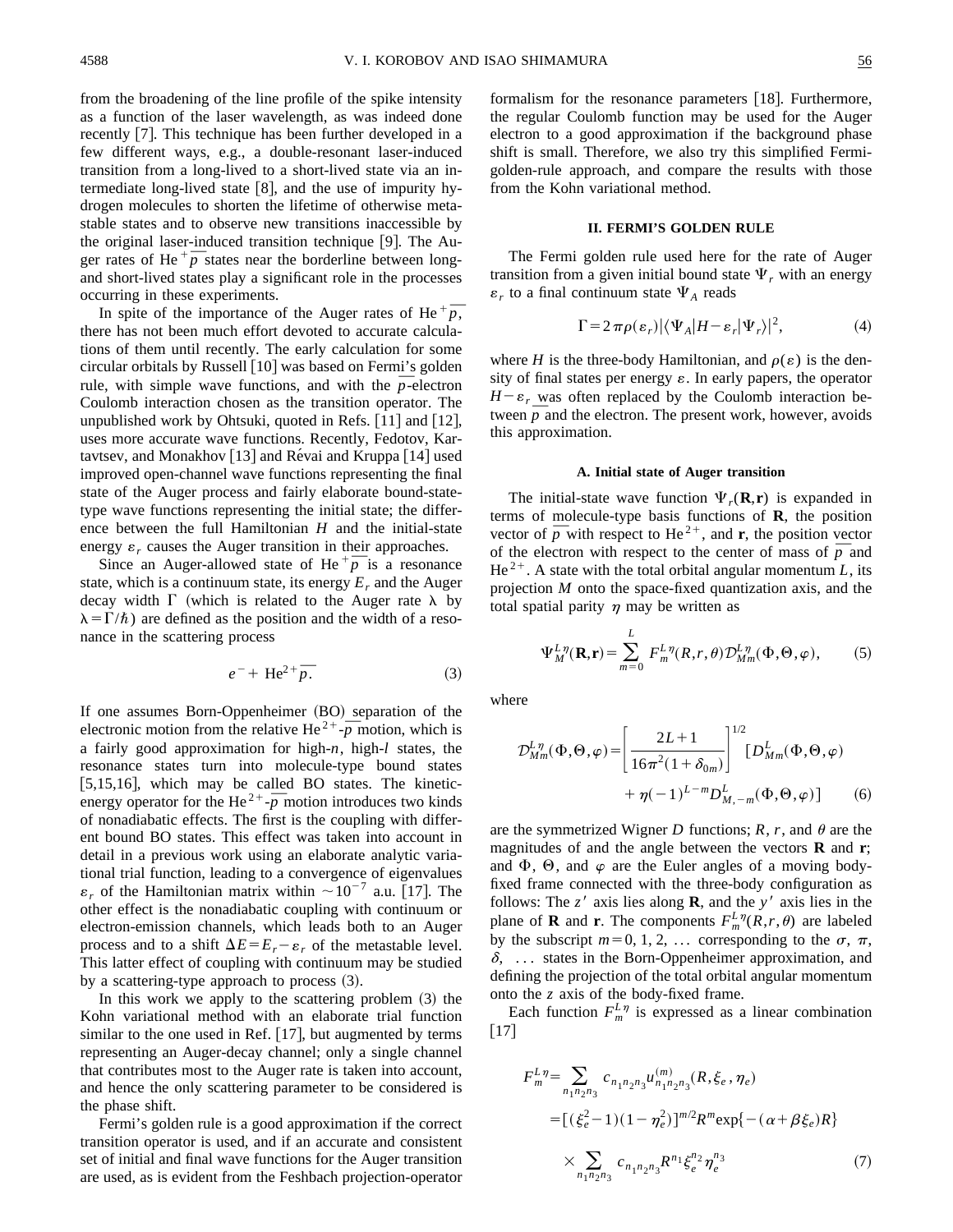from the broadening of the line profile of the spike intensity as a function of the laser wavelength, as was indeed done recently [7]. This technique has been further developed in a few different ways, e.g., a double-resonant laser-induced transition from a long-lived to a short-lived state via an intermediate long-lived state [8], and the use of impurity hydrogen molecules to shorten the lifetime of otherwise metastable states and to observe new transitions inaccessible by the original laser-induced transition technique [9]. The Auger rates of $\mathrm{He}^+\bar{p}$ states near the borderline between long- and short-lived states play a significant role in the processes occurring in these experiments.

In spite of the importance of the Auger rates of $\mathrm{He}^+\bar{p}$, there has not been much effort devoted to accurate calculations of them until recently. The early calculation for some circular orbitals by Russell [10] was based on Fermi's golden rule, with simple wave functions, and with the $\bar{p}$-electron Coulomb interaction chosen as the transition operator. The unpublished work by Ohtsuki, quoted in Refs. [11] and [12], uses more accurate wave functions. Recently, Fedotov, Kartavtsev, and Monakhov [13] and Révai and Kruppa [14] used improved open-channel wave functions representing the final state of the Auger process and fairly elaborate bound-state-type wave functions representing the initial state; the difference between the full Hamiltonian $H$ and the initial-state energy $\varepsilon_r$ causes the Auger transition in their approaches.

Since an Auger-allowed state of $\mathrm{He}^+\bar{p}$ is a resonance state, which is a continuum state, its energy $E_r$ and the Auger decay width $\Gamma$ (which is related to the Auger rate $\lambda$ by $\lambda=\Gamma/\hbar$) are defined as the position and the width of a resonance in the scattering process

$$e^- + \mathrm{He}^{2+}\bar{p}. \tag{3}$$

If one assumes Born-Oppenheimer (BO) separation of the electronic motion from the relative $\mathrm{He}^{2+}$-$\bar{p}$ motion, which is a fairly good approximation for high-$n$, high-$l$ states, the resonance states turn into molecule-type bound states [5,15,16], which may be called BO states. The kinetic-energy operator for the $\mathrm{He}^{2+}$-$\bar{p}$ motion introduces two kinds of nonadiabatic effects. The first is the coupling with different bound BO states. This effect was taken into account in detail in a previous work using an elaborate analytic variational trial function, leading to a convergence of eigenvalues $\varepsilon_r$ of the Hamiltonian matrix within $\sim 10^{-7}$ a.u. [17]. The other effect is the nonadiabatic coupling with continuum or electron-emission channels, which leads both to an Auger process and to a shift $\Delta E = E_r - \varepsilon_r$ of the metastable level. This latter effect of coupling with continuum may be studied by a scattering-type approach to process (3).

In this work we apply to the scattering problem (3) the Kohn variational method with an elaborate trial function similar to the one used in Ref. [17], but augmented by terms representing an Auger-decay channel; only a single channel that contributes most to the Auger rate is taken into account, and hence the only scattering parameter to be considered is the phase shift.

Fermi's golden rule is a good approximation if the correct transition operator is used, and if an accurate and consistent set of initial and final wave functions for the Auger transition are used, as is evident from the Feshbach projection-operator formalism for the resonance parameters [18]. Furthermore, the regular Coulomb function may be used for the Auger electron to a good approximation if the background phase shift is small. Therefore, we also try this simplified Fermi-golden-rule approach, and compare the results with those from the Kohn variational method.

## II. FERMI'S GOLDEN RULE

The Fermi golden rule used here for the rate of Auger transition from a given initial bound state $\Psi_r$ with an energy $\varepsilon_r$ to a final continuum state $\Psi_A$ reads

$$\Gamma = 2\pi\rho(\varepsilon_r)\,|\langle \Psi_A | H-\varepsilon_r | \Psi_r\rangle|^2, \tag{4}$$

where $H$ is the three-body Hamiltonian, and $\rho(\varepsilon)$ is the density of final states per energy $\varepsilon$. In early papers, the operator $H-\varepsilon_r$ was often replaced by the Coulomb interaction between $\bar{p}$ and the electron. The present work, however, avoids this approximation.

### A. Initial state of Auger transition

The initial-state wave function $\Psi_r(\mathbf{R},\mathbf{r})$ is expanded in terms of molecule-type basis functions of $\mathbf{R}$, the position vector of $\bar{p}$ with respect to $\mathrm{He}^{2+}$, and $\mathbf{r}$, the position vector of the electron with respect to the center of mass of $\bar{p}$ and $\mathrm{He}^{2+}$. A state with the total orbital angular momentum $L$, its projection $M$ onto the space-fixed quantization axis, and the total spatial parity $\eta$ may be written as

$$\Psi_M^{L\eta}(\mathbf{R},\mathbf{r}) = \sum_{m=0}^{L} F_m^{L\eta}(R,r,\theta)\,\mathcal{D}_{Mm}^{L\eta}(\Phi,\Theta,\varphi), \tag{5}$$

where

$$\mathcal{D}_{Mm}^{L\eta}(\Phi,\Theta,\varphi) = \left[\frac{2L+1}{16\pi^2(1+\delta_{0m})}\right]^{1/2}\left[D_{Mm}^{L}(\Phi,\Theta,\varphi) + \eta(-1)^{L-m}D_{M,-m}^{L}(\Phi,\Theta,\varphi)\right] \tag{6}$$

are the symmetrized Wigner $D$ functions; $R$, $r$, and $\theta$ are the magnitudes of and the angle between the vectors $\mathbf{R}$ and $\mathbf{r}$; and $\Phi$, $\Theta$, and $\varphi$ are the Euler angles of a moving body-fixed frame connected with the three-body configuration as follows: The $z'$ axis lies along $\mathbf{R}$, and the $y'$ axis lies in the plane of $\mathbf{R}$ and $\mathbf{r}$. The components $F_m^{L\eta}(R,r,\theta)$ are labeled by the subscript $m=0, 1, 2, \ldots$ corresponding to the $\sigma$, $\pi$, $\delta$, $\ldots$ states in the Born-Oppenheimer approximation, and defining the projection of the total orbital angular momentum onto the $z$ axis of the body-fixed frame.

Each function $F_m^{L\eta}$ is expressed as a linear combination [17]

$$\begin{aligned} F_m^{L\eta} &= \sum_{n_1n_2n_3} c_{n_1n_2n_3}\, u_{n_1n_2n_3}^{(m)}(R,\xi_e,\eta_e) \\ &= [(\xi_e^2-1)(1-\eta_e^2)]^{m/2} R^m \exp\{-(\alpha+\beta\xi_e)R\} \\ &\quad\times \sum_{n_1n_2n_3} c_{n_1n_2n_3} R^{n_1}\xi_e^{n_2}\eta_e^{n_3} \end{aligned} \tag{7}$$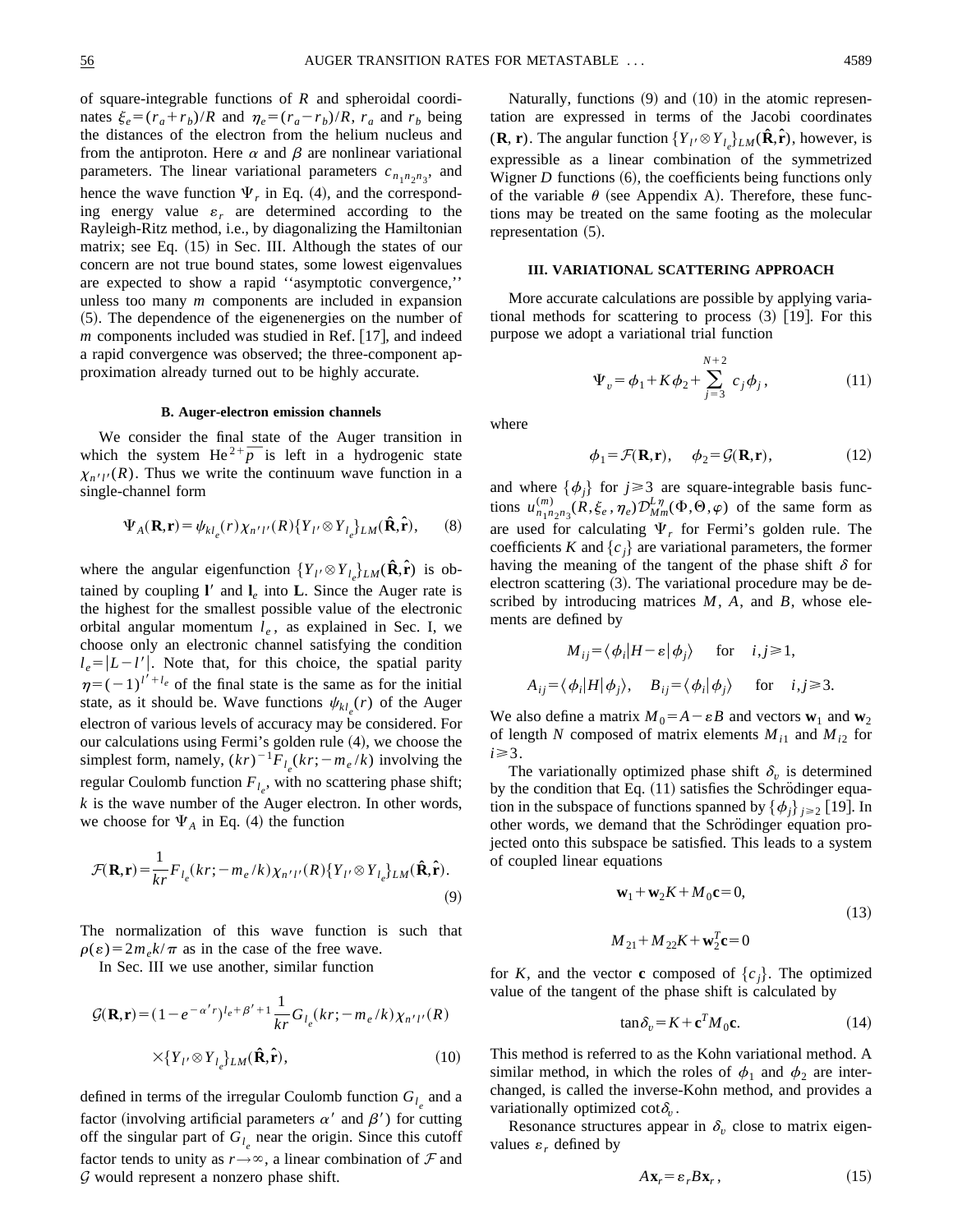of square-integrable functions of $R$ and spheroidal coordinates $\xi_e=(r_a+r_b)/R$ and $\eta_e=(r_a-r_b)/R$, $r_a$ and $r_b$ being the distances of the electron from the helium nucleus and from the antiproton. Here $\alpha$ and $\beta$ are nonlinear variational parameters. The linear variational parameters $c_{n_1 n_2 n_3}$, and hence the wave function $\Psi_r$ in Eq. (4), and the corresponding energy value $\varepsilon_r$ are determined according to the Rayleigh-Ritz method, i.e., by diagonalizing the Hamiltonian matrix; see Eq. (15) in Sec. III. Although the states of our concern are not true bound states, some lowest eigenvalues are expected to show a rapid ''asymptotic convergence,'' unless too many $m$ components are included in expansion (5). The dependence of the eigenenergies on the number of $m$ components included was studied in Ref. [17], and indeed a rapid convergence was observed; the three-component approximation already turned out to be highly accurate.

### B. Auger-electron emission channels

We consider the final state of the Auger transition in which the system $\mathrm{He}^{2+}\bar{p}$ is left in a hydrogenic state $\chi_{n'l'}(R)$. Thus we write the continuum wave function in a single-channel form

$$\Psi_A(\mathbf{R},\mathbf{r})=\psi_{kl_e}(r)\chi_{n'l'}(R)\{Y_{l'}\otimes Y_{l_e}\}_{LM}(\hat{\mathbf{R}},\hat{\mathbf{r}}), \tag{8}$$

where the angular eigenfunction $\{Y_{l'}\otimes Y_{l_e}\}_{LM}(\hat{\mathbf{R}},\hat{\mathbf{r}})$ is obtained by coupling $\mathbf{l}'$ and $\mathbf{l}_e$ into $\mathbf{L}$. Since the Auger rate is the highest for the smallest possible value of the electronic orbital angular momentum $l_e$, as explained in Sec. I, we choose only an electronic channel satisfying the condition $l_e=|L-l'|$. Note that, for this choice, the spatial parity $\eta=(-1)^{l'+l_e}$ of the final state is the same as for the initial state, as it should be. Wave functions $\psi_{kl_e}(r)$ of the Auger electron of various levels of accuracy may be considered. For our calculations using Fermi's golden rule (4), we choose the simplest form, namely, $(kr)^{-1}F_{l_e}(kr;-m_e/k)$ involving the regular Coulomb function $F_{l_e}$, with no scattering phase shift; $k$ is the wave number of the Auger electron. In other words, we choose for $\Psi_A$ in Eq. (4) the function

$$\mathcal{F}(\mathbf{R},\mathbf{r})=\frac{1}{kr}F_{l_e}(kr;-m_e/k)\chi_{n'l'}(R)\{Y_{l'}\otimes Y_{l_e}\}_{LM}(\hat{\mathbf{R}},\hat{\mathbf{r}}). \tag{9}$$

The normalization of this wave function is such that $\rho(\varepsilon)=2m_e k/\pi$ as in the case of the free wave.

In Sec. III we use another, similar function

$$\mathcal{G}(\mathbf{R},\mathbf{r})=(1-e^{-\alpha' r})^{l_e+\beta'+1}\frac{1}{kr}G_{l_e}(kr;-m_e/k)\chi_{n'l'}(R)\times\{Y_{l'}\otimes Y_{l_e}\}_{LM}(\hat{\mathbf{R}},\hat{\mathbf{r}}), \tag{10}$$

defined in terms of the irregular Coulomb function $G_{l_e}$ and a factor (involving artificial parameters $\alpha'$ and $\beta'$) for cutting off the singular part of $G_{l_e}$ near the origin. Since this cutoff factor tends to unity as $r\to\infty$, a linear combination of $\mathcal{F}$ and $\mathcal{G}$ would represent a nonzero phase shift.

Naturally, functions (9) and (10) in the atomic representation are expressed in terms of the Jacobi coordinates $(\mathbf{R},\mathbf{r})$. The angular function $\{Y_{l'}\otimes Y_{l_e}\}_{LM}(\hat{\mathbf{R}},\hat{\mathbf{r}})$, however, is expressible as a linear combination of the symmetrized Wigner $D$ functions (6), the coefficients being functions only of the variable $\theta$ (see Appendix A). Therefore, these functions may be treated on the same footing as the molecular representation (5).

## III. VARIATIONAL SCATTERING APPROACH

More accurate calculations are possible by applying variational methods for scattering to process (3) [19]. For this purpose we adopt a variational trial function

$$\Psi_v=\phi_1+K\phi_2+\sum_{j=3}^{N+2}c_j\phi_j, \tag{11}$$

where

$$\phi_1=\mathcal{F}(\mathbf{R},\mathbf{r}),\quad \phi_2=\mathcal{G}(\mathbf{R},\mathbf{r}), \tag{12}$$

and where $\{\phi_j\}$ for $j\geq 3$ are square-integrable basis functions $u^{(m)}_{n_1n_2n_3}(R,\xi_e,\eta_e)\mathcal{D}^{L\eta}_{Mm}(\Phi,\Theta,\varphi)$ of the same form as are used for calculating $\Psi_r$ for Fermi's golden rule. The coefficients $K$ and $\{c_j\}$ are variational parameters, the former having the meaning of the tangent of the phase shift $\delta$ for electron scattering (3). The variational procedure may be described by introducing matrices $M$, $A$, and $B$, whose elements are defined by

$$M_{ij}=\langle\phi_i|H-\varepsilon|\phi_j\rangle\quad\text{for}\quad i,j\geq 1,$$

$$A_{ij}=\langle\phi_i|H|\phi_j\rangle,\quad B_{ij}=\langle\phi_i|\phi_j\rangle\quad\text{for}\quad i,j\geq 3.$$

We also define a matrix $M_0=A-\varepsilon B$ and vectors $\mathbf{w}_1$ and $\mathbf{w}_2$ of length $N$ composed of matrix elements $M_{i1}$ and $M_{i2}$ for $i\geq 3$.

The variationally optimized phase shift $\delta_v$ is determined by the condition that Eq. (11) satisfies the Schrödinger equation in the subspace of functions spanned by $\{\phi_j\}_{j\geq 2}$ [19]. In other words, we demand that the Schrödinger equation projected onto this subspace be satisfied. This leads to a system of coupled linear equations

$$\mathbf{w}_1+\mathbf{w}_2K+M_0\mathbf{c}=0,$$
$$M_{21}+M_{22}K+\mathbf{w}_2^T\mathbf{c}=0 \tag{13}$$

for $K$, and the vector $\mathbf{c}$ composed of $\{c_j\}$. The optimized value of the tangent of the phase shift is calculated by

$$\tan\delta_v=K+\mathbf{c}^TM_0\mathbf{c}. \tag{14}$$

This method is referred to as the Kohn variational method. A similar method, in which the roles of $\phi_1$ and $\phi_2$ are interchanged, is called the inverse-Kohn method, and provides a variationally optimized $\cot\delta_v$.

Resonance structures appear in $\delta_v$ close to matrix eigenvalues $\varepsilon_r$ defined by

$$A\mathbf{x}_r=\varepsilon_rB\mathbf{x}_r, \tag{15}$$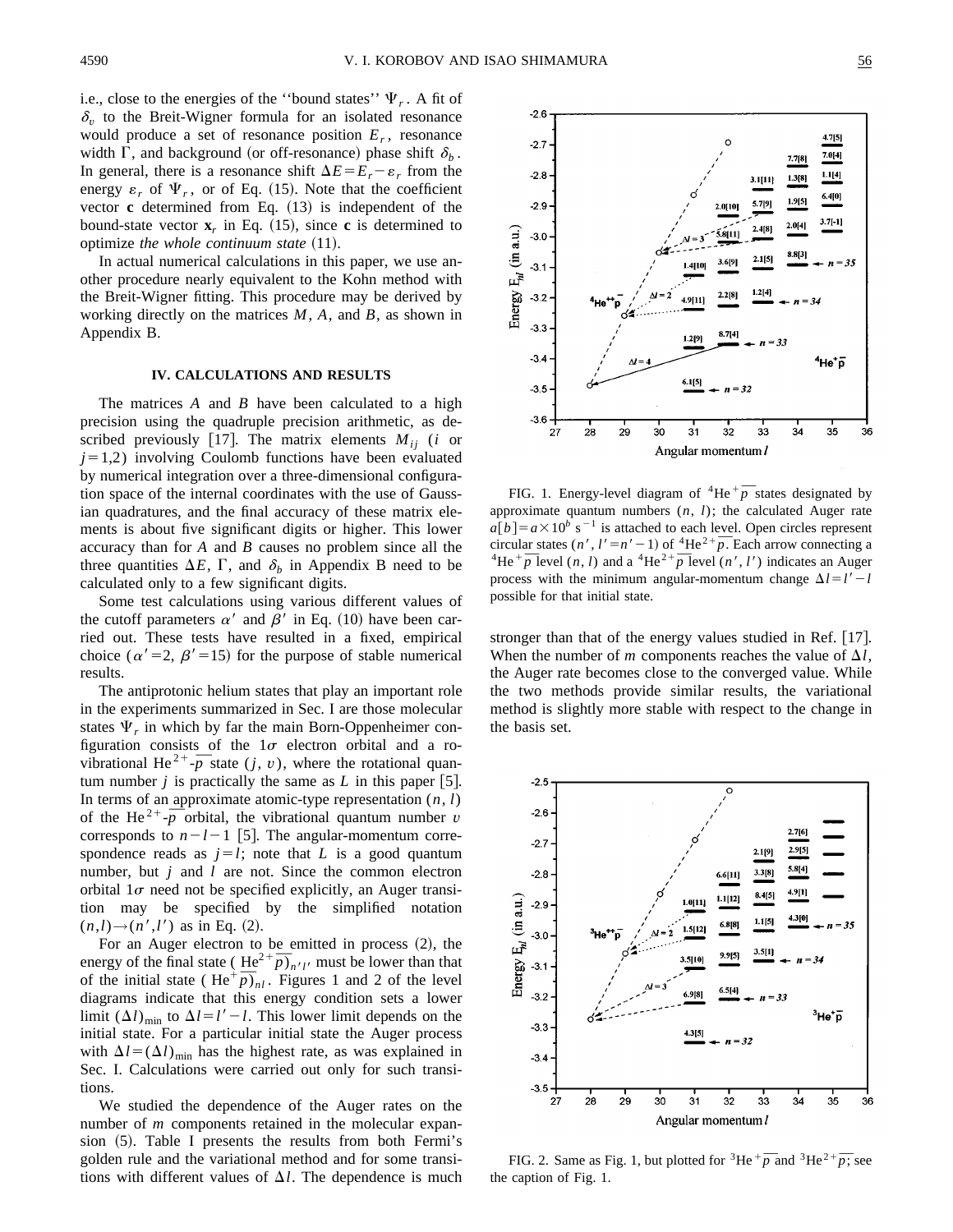i.e., close to the energies of the "bound states" $\Psi_r$. A fit of $\delta_v$ to the Breit-Wigner formula for an isolated resonance would produce a set of resonance position $E_r$, resonance width $\Gamma$, and background (or off-resonance) phase shift $\delta_b$. In general, there is a resonance shift $\Delta E = E_r - \varepsilon_r$ from the energy $\varepsilon_r$ of $\Psi_r$, or of Eq. (15). Note that the coefficient vector $\mathbf{c}$ determined from Eq. (13) is independent of the bound-state vector $\mathbf{x}_r$ in Eq. (15), since $\mathbf{c}$ is determined to optimize *the whole continuum state* (11).

In actual numerical calculations in this paper, we use another procedure nearly equivalent to the Kohn method with the Breit-Wigner fitting. This procedure may be derived by working directly on the matrices $M$, $A$, and $B$, as shown in Appendix B.

## IV. CALCULATIONS AND RESULTS

The matrices $A$ and $B$ have been calculated to a high precision using the quadruple precision arithmetic, as described previously [17]. The matrix elements $M_{ij}$ ($i$ or $j=1,2$) involving Coulomb functions have been evaluated by numerical integration over a three-dimensional configuration space of the internal coordinates with the use of Gaussian quadratures, and the final accuracy of these matrix elements is about five significant digits or higher. This lower accuracy than for $A$ and $B$ causes no problem since all the three quantities $\Delta E$, $\Gamma$, and $\delta_b$ in Appendix B need to be calculated only to a few significant digits.

Some test calculations using various different values of the cutoff parameters $\alpha'$ and $\beta'$ in Eq. (10) have been carried out. These tests have resulted in a fixed, empirical choice ($\alpha'=2$, $\beta'=15$) for the purpose of stable numerical results.

The antiprotonic helium states that play an important role in the experiments summarized in Sec. I are those molecular states $\Psi_r$ in which by far the main Born-Oppenheimer configuration consists of the $1\sigma$ electron orbital and a rovibrational $He^{2+}$-$\bar{p}$ state $(j, v)$, where the rotational quantum number $j$ is practically the same as $L$ in this paper [5]. In terms of an approximate atomic-type representation $(n, l)$ of the $He^{2+}$-$\bar{p}$ orbital, the vibrational quantum number $v$ corresponds to $n-l-1$ [5]. The angular-momentum correspondence reads as $j=l$; note that $L$ is a good quantum number, but $j$ and $l$ are not. Since the common electron orbital $1\sigma$ need not be specified explicitly, an Auger transition may be specified by the simplified notation $(n,l)\rightarrow(n',l')$ as in Eq. (2).

For an Auger electron to be emitted in process (2), the energy of the final state $(He^{2+}\bar{p})_{n'l'}$ must be lower than that of the initial state $(He^{+}\bar{p})_{nl}$. Figures 1 and 2 of the level diagrams indicate that this energy condition sets a lower limit $(\Delta l)_{\min}$ to $\Delta l = l'-l$. This lower limit depends on the initial state. For a particular initial state the Auger process with $\Delta l = (\Delta l)_{\min}$ has the highest rate, as was explained in Sec. I. Calculations were carried out only for such transitions.

We studied the dependence of the Auger rates on the number of $m$ components retained in the molecular expansion (5). Table I presents the results from both Fermi's golden rule and the variational method and for some transitions with different values of $\Delta l$. The dependence is much stronger than that of the energy values studied in Ref. [17]. When the number of $m$ components reaches the value of $\Delta l$, the Auger rate becomes close to the converged value. While the two methods provide similar results, the variational method is slightly more stable with respect to the change in the basis set.

FIG. 1. Energy-level diagram of $^4He^+\bar{p}$ states designated by approximate quantum numbers $(n, l)$; the calculated Auger rate $a[b]=a\times10^b$ s$^{-1}$ is attached to each level. Open circles represent circular states $(n', l'=n'-1)$ of $^4He^{2+}\bar{p}$. Each arrow connecting a $^4He^+\bar{p}$ level $(n, l)$ and a $^4He^{2+}\bar{p}$ level $(n', l')$ indicates an Auger process with the minimum angular-momentum change $\Delta l = l'-l$ possible for that initial state.

FIG. 2. Same as Fig. 1, but plotted for $^3He^+\bar{p}$ and $^3He^{2+}\bar{p}$; see the caption of Fig. 1.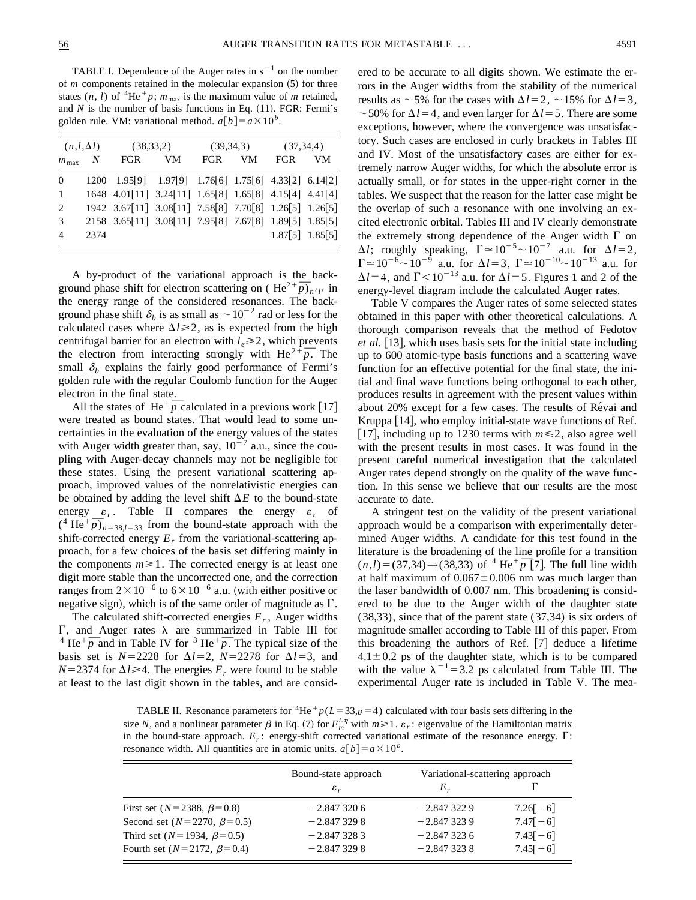TABLE I. Dependence of the Auger rates in $s^{-1}$ on the number of $m$ components retained in the molecular expansion (5) for three states $(n, l)$ of $^4He^+\overline{p}$; $m_{max}$ is the maximum value of $m$ retained, and $N$ is the number of basis functions in Eq. (11). FGR: Fermi's golden rule. VM: variational method. $a[b]=a\times 10^b$.

| $(n,l,\Delta l)$ | | (38,33,2) | | (39,34,3) | | (37,34,4) | |
|---|---|---|---|---|---|---|---|
| $m_{max}$ | $N$ | FGR | VM | FGR | VM | FGR | VM |
| 0 | 1200 | 1.95[9] | 1.97[9] | 1.76[6] | 1.75[6] | 4.33[2] | 6.14[2] |
| 1 | 1648 | 4.01[11] | 3.24[11] | 1.65[8] | 1.65[8] | 4.15[4] | 4.41[4] |
| 2 | 1942 | 3.67[11] | 3.08[11] | 7.58[8] | 7.70[8] | 1.26[5] | 1.26[5] |
| 3 | 2158 | 3.65[11] | 3.08[11] | 7.95[8] | 7.67[8] | 1.89[5] | 1.85[5] |
| 4 | 2374 | | | | | 1.87[5] | 1.85[5] |

A by-product of the variational approach is the background phase shift for electron scattering on $(He^{2+}\overline{p})_{n'l'}$ in the energy range of the considered resonances. The background phase shift $\delta_b$ is as small as $\sim 10^{-2}$ rad or less for the calculated cases where $\Delta l \geq 2$, as is expected from the high centrifugal barrier for an electron with $l_e \geq 2$, which prevents the electron from interacting strongly with $He^{2+}\overline{p}$. The small $\delta_b$ explains the fairly good performance of Fermi's golden rule with the regular Coulomb function for the Auger electron in the final state.

All the states of $He^+\overline{p}$ calculated in a previous work [17] were treated as bound states. That would lead to some uncertainties in the evaluation of the energy values of the states with Auger width greater than, say, $10^{-7}$ a.u., since the coupling with Auger-decay channels may not be negligible for these states. Using the present variational scattering approach, improved values of the nonrelativistic energies can be obtained by adding the level shift $\Delta E$ to the bound-state energy $\varepsilon_r$. Table II compares the energy $\varepsilon_r$ of $(^4He^+\overline{p})_{n=38,l=33}$ from the bound-state approach with the shift-corrected energy $E_r$ from the variational-scattering approach, for a few choices of the basis set differing mainly in the components $m \geq 1$. The corrected energy is at least one digit more stable than the uncorrected one, and the correction ranges from $2\times 10^{-6}$ to $6\times 10^{-6}$ a.u. (with either positive or negative sign), which is of the same order of magnitude as $\Gamma$.

The calculated shift-corrected energies $E_r$, Auger widths $\Gamma$, and Auger rates $\lambda$ are summarized in Table III for $^4He^+\overline{p}$ and in Table IV for $^3He^+\overline{p}$. The typical size of the basis set is $N=2228$ for $\Delta l=2$, $N=2278$ for $\Delta l=3$, and $N=2374$ for $\Delta l \geq 4$. The energies $E_r$ were found to be stable at least to the last digit shown in the tables, and are considered to be accurate to all digits shown. We estimate the errors in the Auger widths from the stability of the numerical results as $\sim 5\%$ for the cases with $\Delta l=2$, $\sim 15\%$ for $\Delta l=3$, $\sim 50\%$ for $\Delta l=4$, and even larger for $\Delta l=5$. There are some exceptions, however, where the convergence was unsatisfactory. Such cases are enclosed in curly brackets in Tables III and IV. Most of the unsatisfactory cases are either for extremely narrow Auger widths, for which the absolute error is actually small, or for states in the upper-right corner in the tables. We suspect that the reason for the latter case might be the overlap of such a resonance with one involving an excited electronic orbital. Tables III and IV clearly demonstrate the extremely strong dependence of the Auger width $\Gamma$ on $\Delta l$; roughly speaking, $\Gamma \simeq 10^{-5}\sim 10^{-7}$ a.u. for $\Delta l=2$, $\Gamma \simeq 10^{-6}\sim 10^{-9}$ a.u. for $\Delta l=3$, $\Gamma \simeq 10^{-10}\sim 10^{-13}$ a.u. for $\Delta l=4$, and $\Gamma < 10^{-13}$ a.u. for $\Delta l=5$. Figures 1 and 2 of the energy-level diagram include the calculated Auger rates.

Table V compares the Auger rates of some selected states obtained in this paper with other theoretical calculations. A thorough comparison reveals that the method of Fedotov *et al.* [13], which uses basis sets for the initial state including up to 600 atomic-type basis functions and a scattering wave function for an effective potential for the final state, the initial and final wave functions being orthogonal to each other, produces results in agreement with the present values within about 20% except for a few cases. The results of Révai and Kruppa [14], who employ initial-state wave functions of Ref. [17], including up to 1230 terms with $m \leq 2$, also agree well with the present results in most cases. It was found in the present careful numerical investigation that the calculated Auger rates depend strongly on the quality of the wave function. In this sense we believe that our results are the most accurate to date.

A stringent test on the validity of the present variational approach would be a comparison with experimentally determined Auger widths. A candidate for this test found in the literature is the broadening of the line profile for a transition $(n,l)=(37,34)\rightarrow(38,33)$ of $^4He^+\overline{p}$ [7]. The full line width at half maximum of $0.067\pm 0.006$ nm was much larger than the laser bandwidth of 0.007 nm. This broadening is considered to be due to the Auger width of the daughter state (38,33), since that of the parent state (37,34) is six orders of magnitude smaller according to Table III of this paper. From this broadening the authors of Ref. [7] deduce a lifetime $4.1\pm 0.2$ ps of the daughter state, which is to be compared with the value $\lambda^{-1}=3.2$ ps calculated from Table III. The experimental Auger rate is included in Table V. The mea-

TABLE II. Resonance parameters for $^4He^+\overline{p}(L=33, v=4)$ calculated with four basis sets differing in the size $N$, and a nonlinear parameter $\beta$ in Eq. (7) for $F_m^{L\eta}$ with $m \geq 1$. $\varepsilon_r$: eigenvalue of the Hamiltonian matrix in the bound-state approach. $E_r$: energy-shift corrected variational estimate of the resonance energy. $\Gamma$: resonance width. All quantities are in atomic units. $a[b]=a\times 10^b$.

| | Bound-state approach | Variational-scattering approach | |
|---|---|---|---|
| | $\varepsilon_r$ | $E_r$ | $\Gamma$ |
| First set ($N=2388$, $\beta=0.8$) | −2.847 320 6 | −2.847 322 9 | 7.26[−6] |
| Second set ($N=2270$, $\beta=0.5$) | −2.847 329 8 | −2.847 323 9 | 7.47[−6] |
| Third set ($N=1934$, $\beta=0.5$) | −2.847 328 3 | −2.847 323 6 | 7.43[−6] |
| Fourth set ($N=2172$, $\beta=0.4$) | −2.847 329 8 | −2.847 323 8 | 7.45[−6] |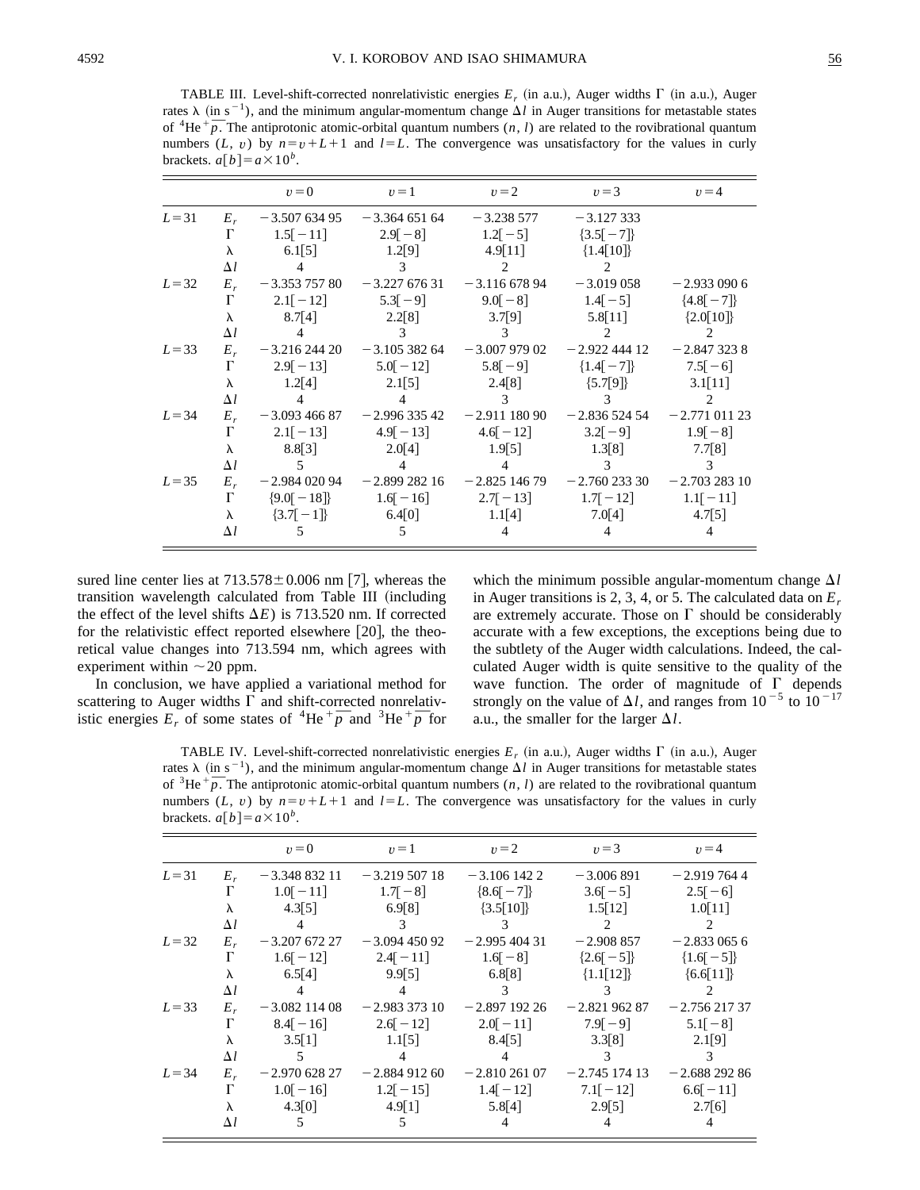TABLE III. Level-shift-corrected nonrelativistic energies $E_r$ (in a.u.), Auger widths $\Gamma$ (in a.u.), Auger rates $\lambda$ (in s$^{-1}$), and the minimum angular-momentum change $\Delta l$ in Auger transitions for metastable states of $^4\mathrm{He}^+\bar{p}$. The antiprotonic atomic-orbital quantum numbers $(n, l)$ are related to the rovibrational quantum numbers $(L, v)$ by $n=v+L+1$ and $l=L$. The convergence was unsatisfactory for the values in curly brackets. $a[b]=a\times 10^b$.

| | | $v=0$ | $v=1$ | $v=2$ | $v=3$ | $v=4$ |
|---|---|---|---|---|---|---|
| $L=31$ | $E_r$ | −3.507 634 95 | −3.364 651 64 | −3.238 577 | −3.127 333 | |
| | $\Gamma$ | 1.5[−11] | 2.9[−8] | 1.2[−5] | {3.5[−7]} | |
| | $\lambda$ | 6.1[5] | 1.2[9] | 4.9[11] | {1.4[10]} | |
| | $\Delta l$ | 4 | 3 | 2 | 2 | |
| $L=32$ | $E_r$ | −3.353 757 80 | −3.227 676 31 | −3.116 678 94 | −3.019 058 | −2.933 090 6 |
| | $\Gamma$ | 2.1[−12] | 5.3[−9] | 9.0[−8] | 1.4[−5] | {4.8[−7]} |
| | $\lambda$ | 8.7[4] | 2.2[8] | 3.7[9] | 5.8[11] | {2.0[10]} |
| | $\Delta l$ | 4 | 3 | 3 | 2 | 2 |
| $L=33$ | $E_r$ | −3.216 244 20 | −3.105 382 64 | −3.007 979 02 | −2.922 444 12 | −2.847 323 8 |
| | $\Gamma$ | 2.9[−13] | 5.0[−12] | 5.8[−9] | {1.4[−7]} | 7.5[−6] |
| | $\lambda$ | 1.2[4] | 2.1[5] | 2.4[8] | {5.7[9]} | 3.1[11] |
| | $\Delta l$ | 4 | 4 | 3 | 3 | 2 |
| $L=34$ | $E_r$ | −3.093 466 87 | −2.996 335 42 | −2.911 180 90 | −2.836 524 54 | −2.771 011 23 |
| | $\Gamma$ | 2.1[−13] | 4.9[−13] | 4.6[−12] | 3.2[−9] | 1.9[−8] |
| | $\lambda$ | 8.8[3] | 2.0[4] | 1.9[5] | 1.3[8] | 7.7[8] |
| | $\Delta l$ | 5 | 4 | 4 | 3 | 3 |
| $L=35$ | $E_r$ | −2.984 020 94 | −2.899 282 16 | −2.825 146 79 | −2.760 233 30 | −2.703 283 10 |
| | $\Gamma$ | {9.0[−18]} | 1.6[−16] | 2.7[−13] | 1.7[−12] | 1.1[−11] |
| | $\lambda$ | {3.7[−1]} | 6.4[0] | 1.1[4] | 7.0[4] | 4.7[5] |
| | $\Delta l$ | 5 | 5 | 4 | 4 | 4 |

sured line center lies at 713.578±0.006 nm [7], whereas the transition wavelength calculated from Table III (including the effect of the level shifts $\Delta E$) is 713.520 nm. If corrected for the relativistic effect reported elsewhere [20], the theoretical value changes into 713.594 nm, which agrees with experiment within ∼20 ppm.

In conclusion, we have applied a variational method for scattering to Auger widths $\Gamma$ and shift-corrected nonrelativistic energies $E_r$ of some states of $^4\mathrm{He}^+\bar{p}$ and $^3\mathrm{He}^+\bar{p}$ for which the minimum possible angular-momentum change $\Delta l$ in Auger transitions is 2, 3, 4, or 5. The calculated data on $E_r$ are extremely accurate. Those on $\Gamma$ should be considerably accurate with a few exceptions, the exceptions being due to the subtlety of the Auger width calculations. Indeed, the calculated Auger width is quite sensitive to the quality of the wave function. The order of magnitude of $\Gamma$ depends strongly on the value of $\Delta l$, and ranges from $10^{-5}$ to $10^{-17}$ a.u., the smaller for the larger $\Delta l$.

TABLE IV. Level-shift-corrected nonrelativistic energies $E_r$ (in a.u.), Auger widths $\Gamma$ (in a.u.), Auger rates $\lambda$ (in s$^{-1}$), and the minimum angular-momentum change $\Delta l$ in Auger transitions for metastable states of $^3\mathrm{He}^+\bar{p}$. The antiprotonic atomic-orbital quantum numbers $(n, l)$ are related to the rovibrational quantum numbers $(L, v)$ by $n=v+L+1$ and $l=L$. The convergence was unsatisfactory for the values in curly brackets. $a[b]=a\times 10^b$.

| | | $v=0$ | $v=1$ | $v=2$ | $v=3$ | $v=4$ |
|---|---|---|---|---|---|---|
| $L=31$ | $E_r$ | −3.348 832 11 | −3.219 507 18 | −3.106 142 2 | −3.006 891 | −2.919 764 4 |
| | $\Gamma$ | 1.0[−11] | 1.7[−8] | {8.6[−7]} | 3.6[−5] | 2.5[−6] |
| | $\lambda$ | 4.3[5] | 6.9[8] | {3.5[10]} | 1.5[12] | 1.0[11] |
| | $\Delta l$ | 4 | 3 | 3 | 2 | 2 |
| $L=32$ | $E_r$ | −3.207 672 27 | −3.094 450 92 | −2.995 404 31 | −2.908 857 | −2.833 065 6 |
| | $\Gamma$ | 1.6[−12] | 2.4[−11] | 1.6[−8] | {2.6[−5]} | {1.6[−5]} |
| | $\lambda$ | 6.5[4] | 9.9[5] | 6.8[8] | {1.1[12]} | {6.6[11]} |
| | $\Delta l$ | 4 | 4 | 3 | 3 | 2 |
| $L=33$ | $E_r$ | −3.082 114 08 | −2.983 373 10 | −2.897 192 26 | −2.821 962 87 | −2.756 217 37 |
| | $\Gamma$ | 8.4[−16] | 2.6[−12] | 2.0[−11] | 7.9[−9] | 5.1[−8] |
| | $\lambda$ | 3.5[1] | 1.1[5] | 8.4[5] | 3.3[8] | 2.1[9] |
| | $\Delta l$ | 5 | 4 | 4 | 3 | 3 |
| $L=34$ | $E_r$ | −2.970 628 27 | −2.884 912 60 | −2.810 261 07 | −2.745 174 13 | −2.688 292 86 |
| | $\Gamma$ | 1.0[−16] | 1.2[−15] | 1.4[−12] | 7.1[−12] | 6.6[−11] |
| | $\lambda$ | 4.3[0] | 4.9[1] | 5.8[4] | 2.9[5] | 2.7[6] |
| | $\Delta l$ | 5 | 5 | 4 | 4 | 4 |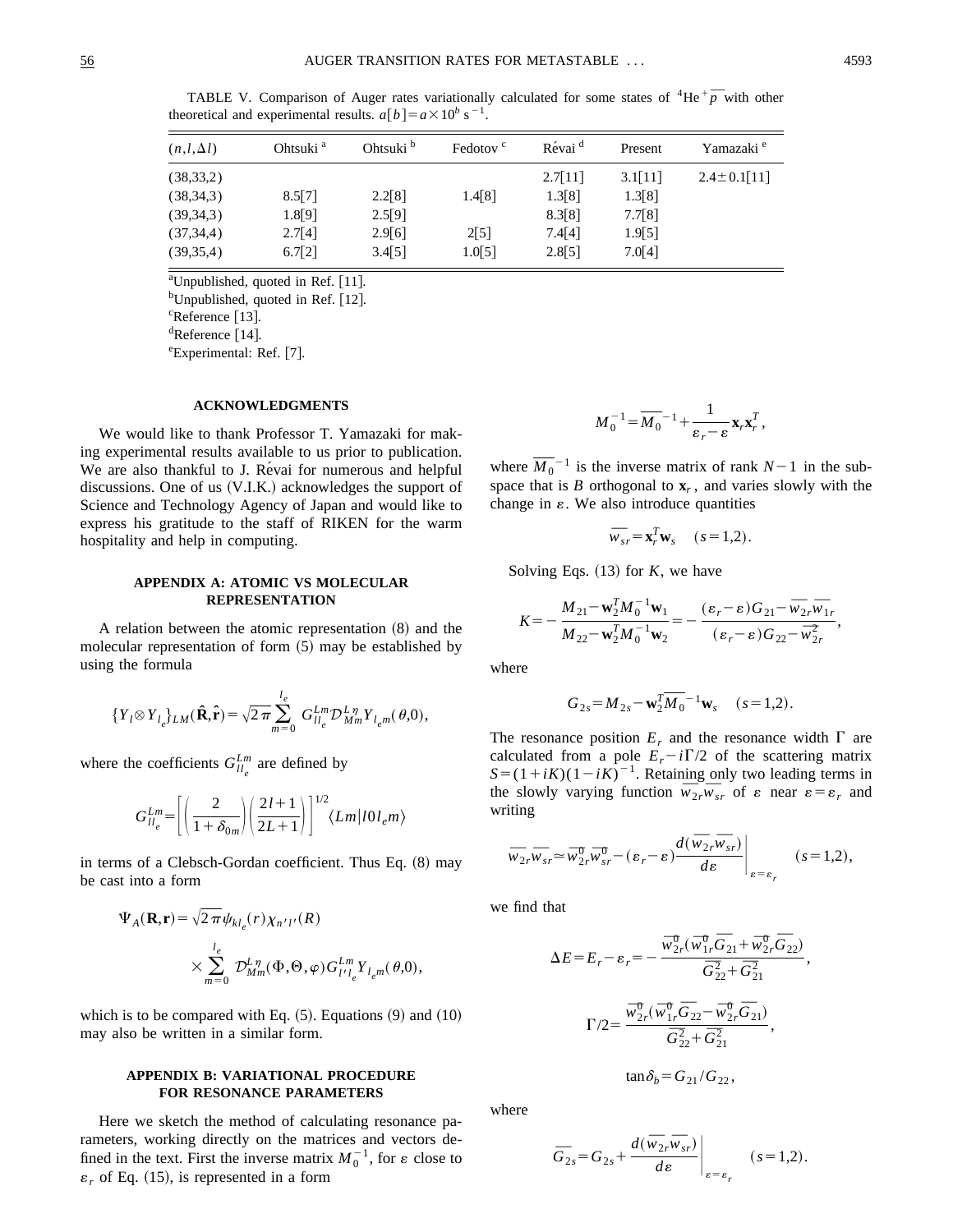TABLE V. Comparison of Auger rates variationally calculated for some states of $^4\mathrm{He}^+\overline{p}$ with other theoretical and experimental results. $a[b]=a\times10^b$ s$^{-1}$.

| $(n,l,\Delta l)$ | Ohtsuki [a] | Ohtsuki [b] | Fedotov [c] | Révai [d] | Present | Yamazaki [e] |
|---|---|---|---|---|---|---|
| (38,33,2) | | | | 2.7[11] | 3.1[11] | 2.4±0.1[11] |
| (38,34,3) | 8.5[7] | 2.2[8] | 1.4[8] | 1.3[8] | 1.3[8] | |
| (39,34,3) | 1.8[9] | 2.5[9] | | 8.3[8] | 7.7[8] | |
| (37,34,4) | 2.7[4] | 2.9[6] | 2[5] | 7.4[4] | 1.9[5] | |
| (39,35,4) | 6.7[2] | 3.4[5] | 1.0[5] | 2.8[5] | 7.0[4] | |

[a]Unpublished, quoted in Ref. [11].
[b]Unpublished, quoted in Ref. [12].
[c]Reference [13].
[d]Reference [14].
[e]Experimental: Ref. [7].

### ACKNOWLEDGMENTS

We would like to thank Professor T. Yamazaki for making experimental results available to us prior to publication. We are also thankful to J. Révai for numerous and helpful discussions. One of us (V.I.K.) acknowledges the support of Science and Technology Agency of Japan and would like to express his gratitude to the staff of RIKEN for the warm hospitality and help in computing.

### APPENDIX A: ATOMIC VS MOLECULAR REPRESENTATION

A relation between the atomic representation (8) and the molecular representation of form (5) may be established by using the formula

$$\{Y_l\otimes Y_{l_e}\}_{LM}(\hat{\mathbf{R}},\hat{\mathbf{r}})=\sqrt{2\pi}\sum_{m=0}^{l_e} G_{ll_e}^{Lm}\mathcal{D}_{Mm}^{L\eta}Y_{l_em}(\theta,0),$$

where the coefficients $G_{ll_e}^{Lm}$ are defined by

$$G_{ll_e}^{Lm}=\left[\left(\frac{2}{1+\delta_{0m}}\right)\left(\frac{2l+1}{2L+1}\right)\right]^{1/2}\langle Lm|l0l_em\rangle$$

in terms of a Clebsch-Gordan coefficient. Thus Eq. (8) may be cast into a form

$$\Psi_A(\mathbf{R},\mathbf{r})=\sqrt{2\pi}\psi_{kl_e}(r)\chi_{n'l'}(R)\times\sum_{m=0}^{l_e}\mathcal{D}_{Mm}^{L\eta}(\Phi,\Theta,\varphi)G_{l'l_e}^{Lm}Y_{l_em}(\theta,0),$$

which is to be compared with Eq. (5). Equations (9) and (10) may also be written in a similar form.

### APPENDIX B: VARIATIONAL PROCEDURE FOR RESONANCE PARAMETERS

Here we sketch the method of calculating resonance parameters, working directly on the matrices and vectors defined in the text. First the inverse matrix $M_0^{-1}$, for $\varepsilon$ close to $\varepsilon_r$ of Eq. (15), is represented in a form

$$M_0^{-1}=\overline{M_0}^{-1}+\frac{1}{\varepsilon_r-\varepsilon}\mathbf{x}_r\mathbf{x}_r^T,$$

where $\overline{M_0}^{-1}$ is the inverse matrix of rank $N-1$ in the subspace that is $B$ orthogonal to $\mathbf{x}_r$, and varies slowly with the change in $\varepsilon$. We also introduce quantities

$$\overline{w_{sr}}=\mathbf{x}_r^T\mathbf{w}_s\quad(s=1,2).$$

Solving Eqs. (13) for $K$, we have

$$K=-\frac{M_{21}-\mathbf{w}_2^TM_0^{-1}\mathbf{w}_1}{M_{22}-\mathbf{w}_2^TM_0^{-1}\mathbf{w}_2}=-\frac{(\varepsilon_r-\varepsilon)G_{21}-\overline{w_{2r}}\,\overline{w_{1r}}}{(\varepsilon_r-\varepsilon)G_{22}-\overline{w_{2r}^2}},$$

where

$$G_{2s}=M_{2s}-\mathbf{w}_2^T\overline{M_0}^{-1}\mathbf{w}_s\quad(s=1,2).$$

The resonance position $E_r$ and the resonance width $\Gamma$ are calculated from a pole $E_r-i\Gamma/2$ of the scattering matrix $S=(1+iK)(1-iK)^{-1}$. Retaining only two leading terms in the slowly varying function $\overline{w_{2r}}\,\overline{w_{sr}}$ of $\varepsilon$ near $\varepsilon=\varepsilon_r$ and writing

$$\overline{w_{2r}}\,\overline{w_{sr}}\simeq\overline{w_{2r}^0}\,\overline{w_{sr}^0}-(\varepsilon_r-\varepsilon)\left.\frac{d(\overline{w_{2r}}\,\overline{w_{sr}})}{d\varepsilon}\right|_{\varepsilon=\varepsilon_r}\quad(s=1,2),$$

we find that

$$\Delta E=E_r-\varepsilon_r=-\frac{\overline{w_{2r}^0}(\overline{w_{1r}^0}\,\overline{G_{21}}+\overline{w_{2r}^0}\,\overline{G_{22}})}{\overline{G_{22}^2}+\overline{G_{21}^2}},$$

$$\Gamma/2=\frac{\overline{w_{2r}^0}(\overline{w_{1r}^0}\,\overline{G_{22}}-\overline{w_{2r}^0}\,\overline{G_{21}})}{\overline{G_{22}^2}+\overline{G_{21}^2}},$$

$$\tan\delta_b=G_{21}/G_{22},$$

where

$$\overline{G_{2s}}=G_{2s}+\left.\frac{d(\overline{w_{2r}}\,\overline{w_{sr}})}{d\varepsilon}\right|_{\varepsilon=\varepsilon_r}\quad(s=1,2).$$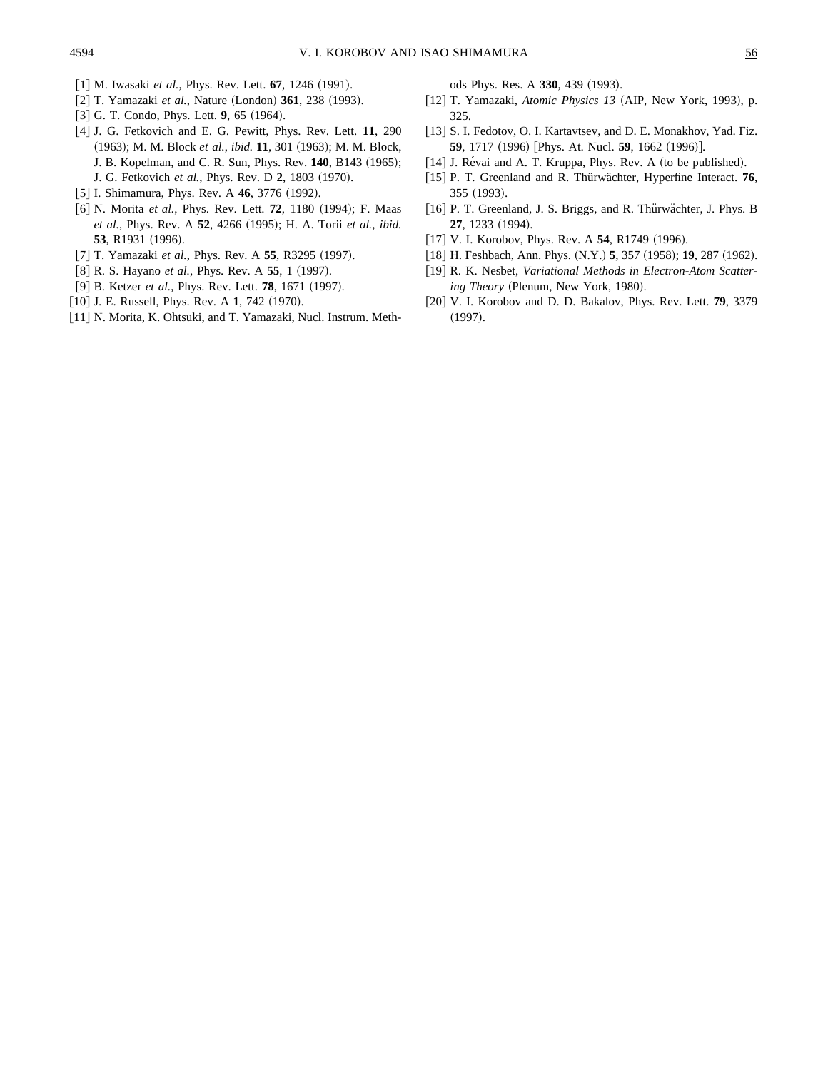[1] M. Iwasaki *et al.*, Phys. Rev. Lett. **67**, 1246 (1991).

[2] T. Yamazaki *et al.*, Nature (London) **361**, 238 (1993).

[3] G. T. Condo, Phys. Lett. **9**, 65 (1964).

[4] J. G. Fetkovich and E. G. Pewitt, Phys. Rev. Lett. **11**, 290 (1963); M. M. Block *et al.*, *ibid.* **11**, 301 (1963); M. M. Block, J. B. Kopelman, and C. R. Sun, Phys. Rev. **140**, B143 (1965); J. G. Fetkovich *et al.*, Phys. Rev. D **2**, 1803 (1970).

[5] I. Shimamura, Phys. Rev. A **46**, 3776 (1992).

[6] N. Morita *et al.*, Phys. Rev. Lett. **72**, 1180 (1994); F. Maas *et al.*, Phys. Rev. A **52**, 4266 (1995); H. A. Torii *et al.*, *ibid.* **53**, R1931 (1996).

[7] T. Yamazaki *et al.*, Phys. Rev. A **55**, R3295 (1997).

[8] R. S. Hayano *et al.*, Phys. Rev. A **55**, 1 (1997).

[9] B. Ketzer *et al.*, Phys. Rev. Lett. **78**, 1671 (1997).

[10] J. E. Russell, Phys. Rev. A **1**, 742 (1970).

[11] N. Morita, K. Ohtsuki, and T. Yamazaki, Nucl. Instrum. Methods Phys. Res. A **330**, 439 (1993).

[12] T. Yamazaki, *Atomic Physics 13* (AIP, New York, 1993), p. 325.

[13] S. I. Fedotov, O. I. Kartavtsev, and D. E. Monakhov, Yad. Fiz. **59**, 1717 (1996) [Phys. At. Nucl. **59**, 1662 (1996)].

[14] J. Révai and A. T. Kruppa, Phys. Rev. A (to be published).

[15] P. T. Greenland and R. Thürwächter, Hyperfine Interact. **76**, 355 (1993).

[16] P. T. Greenland, J. S. Briggs, and R. Thürwächter, J. Phys. B **27**, 1233 (1994).

[17] V. I. Korobov, Phys. Rev. A **54**, R1749 (1996).

[18] H. Feshbach, Ann. Phys. (N.Y.) **5**, 357 (1958); **19**, 287 (1962).

[19] R. K. Nesbet, *Variational Methods in Electron-Atom Scattering Theory* (Plenum, New York, 1980).

[20] V. I. Korobov and D. D. Bakalov, Phys. Rev. Lett. **79**, 3379 (1997).